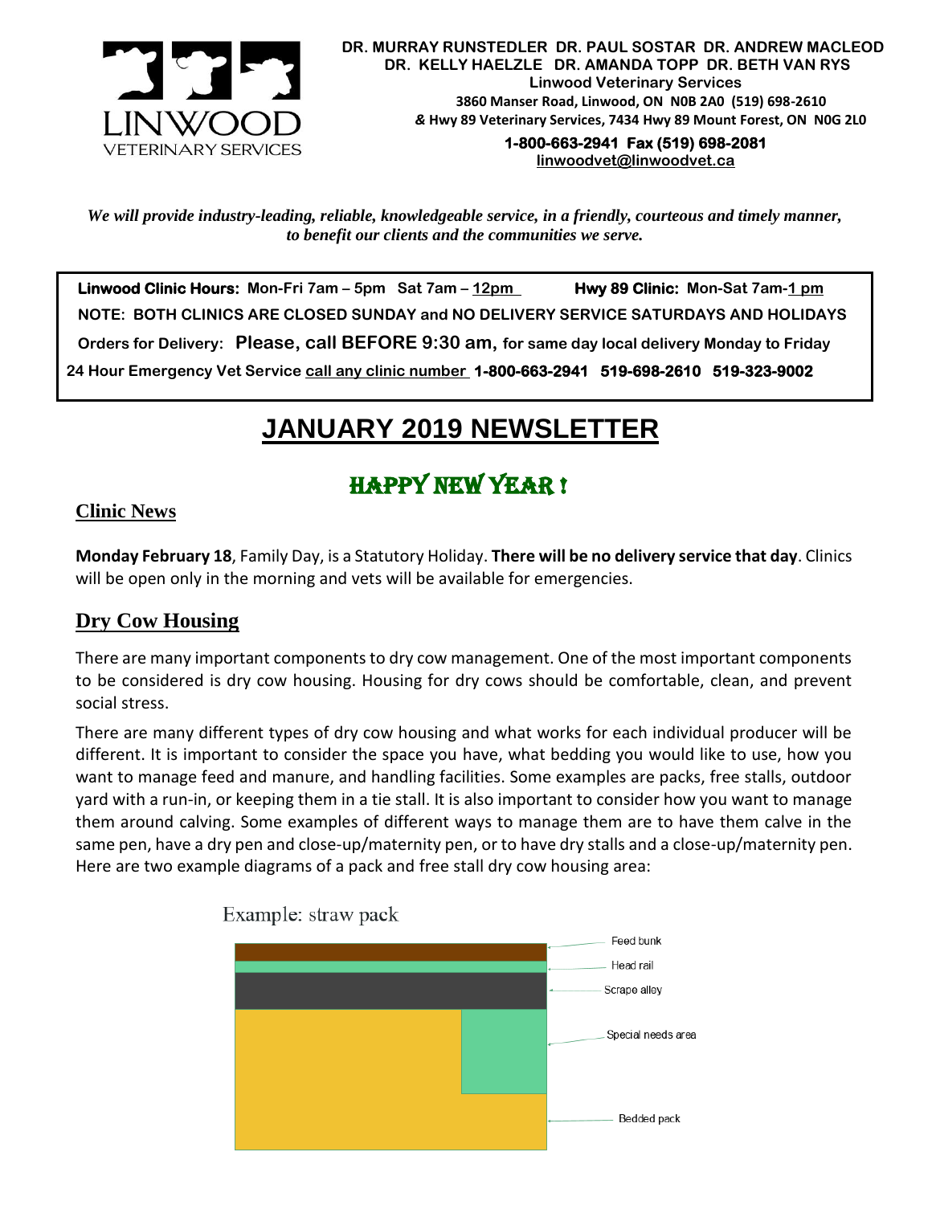**DR. MURRAY RUNSTEDLER DR. PAUL SOSTAR DR. ANDREW MACLEOD**
**DR. KELLY HAELZLE DR. AMANDA TOPP DR. BETH VAN RYS**
**Linwood Veterinary Services**
**3860 Manser Road, Linwood, ON N0B 2A0 (519) 698-2610**
**& Hwy 89 Veterinary Services, 7434 Hwy 89 Mount Forest, ON N0G 2L0**
**1-800-663-2941 Fax (519) 698-2081**
**linwoodvet@linwoodvet.ca**

*We will provide industry-leading, reliable, knowledgeable service, in a friendly, courteous and timely manner, to benefit our clients and the communities we serve.*

**Linwood Clinic Hours:** Mon-Fri 7am – 5pm Sat 7am – 12pm **Hwy 89 Clinic:** Mon-Sat 7am-1 pm
**NOTE: BOTH CLINICS ARE CLOSED SUNDAY and NO DELIVERY SERVICE SATURDAYS AND HOLIDAYS**
**Orders for Delivery: Please, call BEFORE 9:30 am, for same day local delivery Monday to Friday**
**24 Hour Emergency Vet Service call any clinic number 1-800-663-2941 519-698-2610 519-323-9002**

# JANUARY 2019 NEWSLETTER

## HAPPY NEW YEAR !

### Clinic News

**Monday February 18**, Family Day, is a Statutory Holiday. **There will be no delivery service that day**. Clinics will be open only in the morning and vets will be available for emergencies.

### Dry Cow Housing

There are many important components to dry cow management. One of the most important components to be considered is dry cow housing. Housing for dry cows should be comfortable, clean, and prevent social stress.

There are many different types of dry cow housing and what works for each individual producer will be different. It is important to consider the space you have, what bedding you would like to use, how you want to manage feed and manure, and handling facilities. Some examples are packs, free stalls, outdoor yard with a run-in, or keeping them in a tie stall. It is also important to consider how you want to manage them around calving. Some examples of different ways to manage them are to have them calve in the same pen, have a dry pen and close-up/maternity pen, or to have dry stalls and a close-up/maternity pen. Here are two example diagrams of a pack and free stall dry cow housing area:

Example: straw pack

Feed bunk
Head rail
Scrape alley
Special needs area
Bedded pack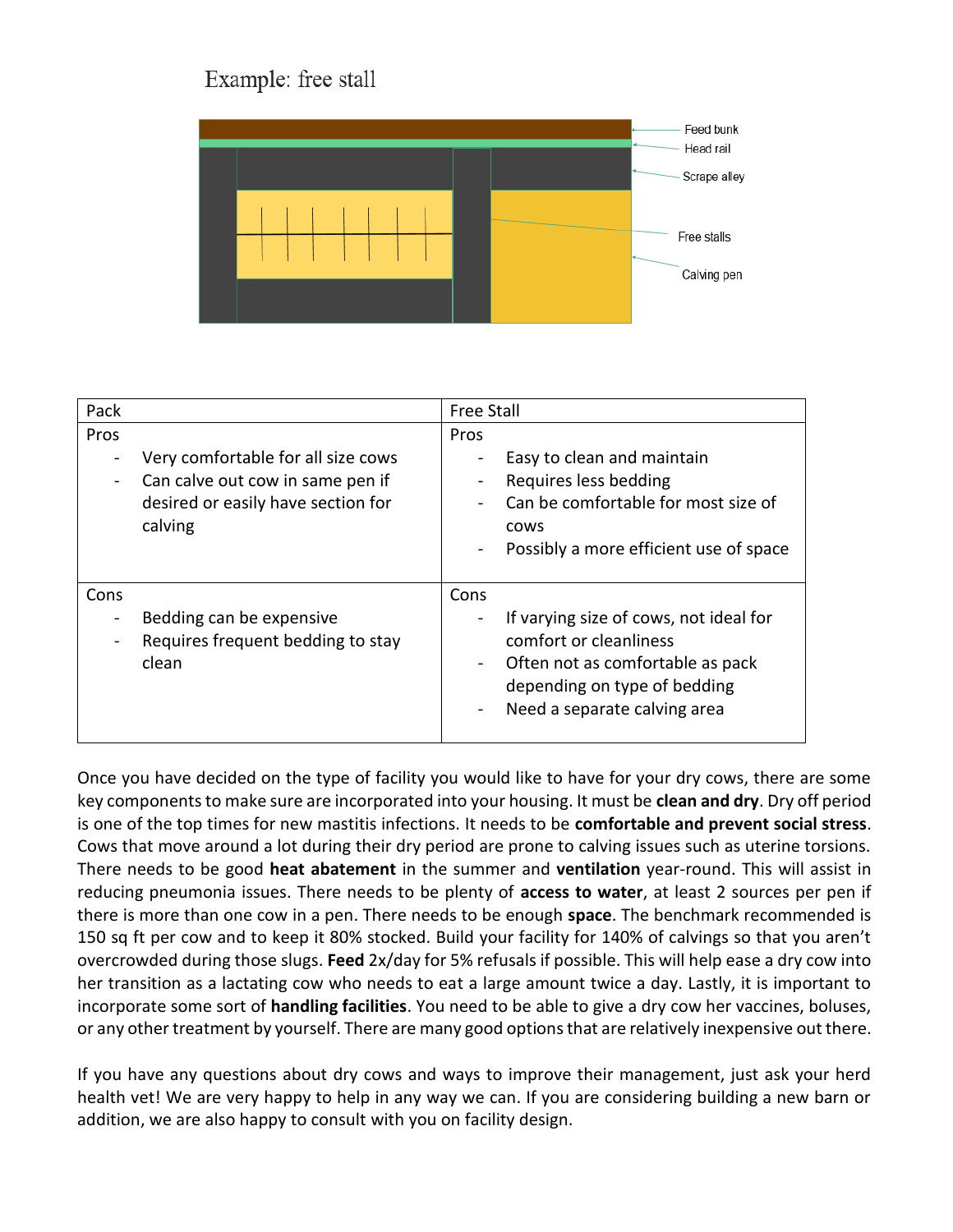Example: free stall

Feed bunk

Head rail

Scrape alley

Free stalls

Calving pen

| Pack | Free Stall |
| --- | --- |
| Pros<br>- Very comfortable for all size cows<br>- Can calve out cow in same pen if desired or easily have section for calving | Pros<br>- Easy to clean and maintain<br>- Requires less bedding<br>- Can be comfortable for most size of cows<br>- Possibly a more efficient use of space |
| Cons<br>- Bedding can be expensive<br>- Requires frequent bedding to stay clean | Cons<br>- If varying size of cows, not ideal for comfort or cleanliness<br>- Often not as comfortable as pack depending on type of bedding<br>- Need a separate calving area |

Once you have decided on the type of facility you would like to have for your dry cows, there are some key components to make sure are incorporated into your housing. It must be **clean and dry**. Dry off period is one of the top times for new mastitis infections. It needs to be **comfortable and prevent social stress**. Cows that move around a lot during their dry period are prone to calving issues such as uterine torsions. There needs to be good **heat abatement** in the summer and **ventilation** year-round. This will assist in reducing pneumonia issues. There needs to be plenty of **access to water**, at least 2 sources per pen if there is more than one cow in a pen. There needs to be enough **space**. The benchmark recommended is 150 sq ft per cow and to keep it 80% stocked. Build your facility for 140% of calvings so that you aren't overcrowded during those slugs. **Feed** 2x/day for 5% refusals if possible. This will help ease a dry cow into her transition as a lactating cow who needs to eat a large amount twice a day. Lastly, it is important to incorporate some sort of **handling facilities**. You need to be able to give a dry cow her vaccines, boluses, or any other treatment by yourself. There are many good options that are relatively inexpensive out there.

If you have any questions about dry cows and ways to improve their management, just ask your herd health vet! We are very happy to help in any way we can. If you are considering building a new barn or addition, we are also happy to consult with you on facility design.